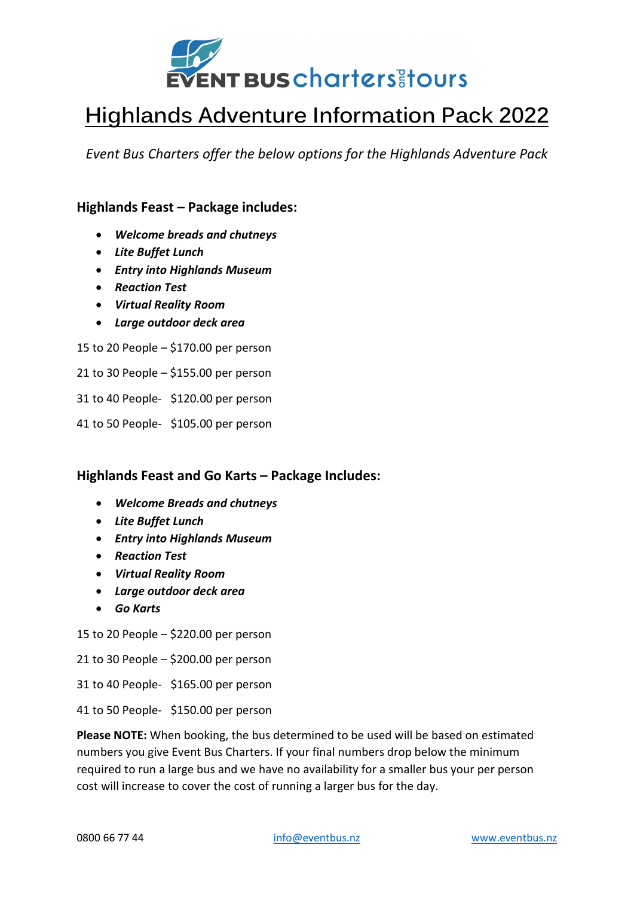# Highlands Adventure Information Pack 2022

*Event Bus Charters offer the below options for the Highlands Adventure Pack*

## Highlands Feast – Package includes:

- ***Welcome breads and chutneys***
- ***Lite Buffet Lunch***
- ***Entry into Highlands Museum***
- ***Reaction Test***
- ***Virtual Reality Room***
- ***Large outdoor deck area***

15 to 20 People – $170.00 per person

21 to 30 People – $155.00 per person

31 to 40 People- $120.00 per person

41 to 50 People- $105.00 per person

## Highlands Feast and Go Karts – Package Includes:

- ***Welcome Breads and chutneys***
- ***Lite Buffet Lunch***
- ***Entry into Highlands Museum***
- ***Reaction Test***
- ***Virtual Reality Room***
- ***Large outdoor deck area***
- ***Go Karts***

15 to 20 People – $220.00 per person

21 to 30 People – $200.00 per person

31 to 40 People- $165.00 per person

41 to 50 People- $150.00 per person

**Please NOTE:** When booking, the bus determined to be used will be based on estimated numbers you give Event Bus Charters. If your final numbers drop below the minimum required to run a large bus and we have no availability for a smaller bus your per person cost will increase to cover the cost of running a larger bus for the day.

0800 66 77 44 | info@eventbus.nz | www.eventbus.nz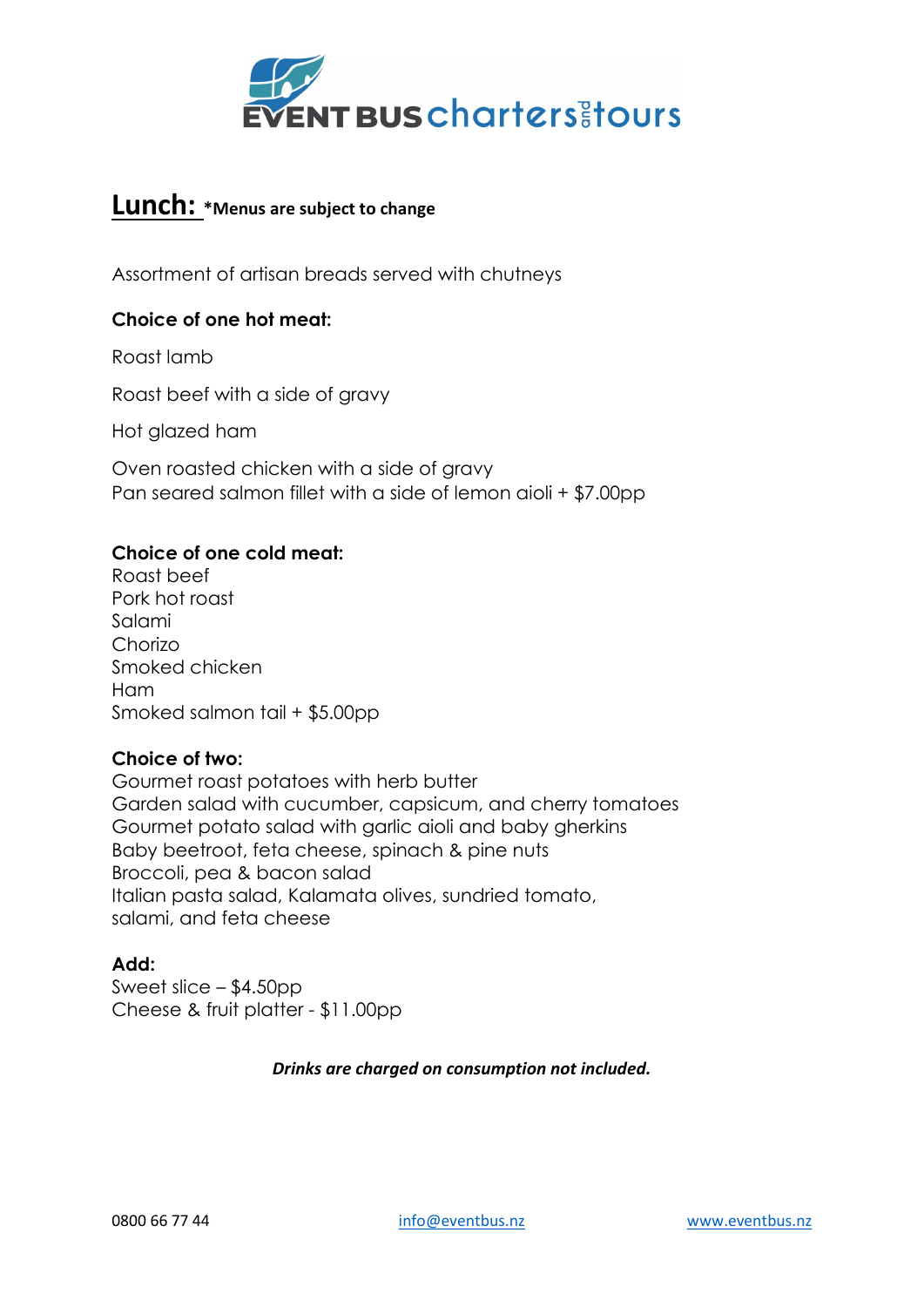## Lunch: *Menus are subject to change

Assortment of artisan breads served with chutneys

**Choice of one hot meat:**

Roast lamb

Roast beef with a side of gravy

Hot glazed ham

Oven roasted chicken with a side of gravy
Pan seared salmon fillet with a side of lemon aioli + $7.00pp

**Choice of one cold meat:**
Roast beef
Pork hot roast
Salami
Chorizo
Smoked chicken
Ham
Smoked salmon tail + $5.00pp

**Choice of two:**
Gourmet roast potatoes with herb butter
Garden salad with cucumber, capsicum, and cherry tomatoes
Gourmet potato salad with garlic aioli and baby gherkins
Baby beetroot, feta cheese, spinach & pine nuts
Broccoli, pea & bacon salad
Italian pasta salad, Kalamata olives, sundried tomato, salami, and feta cheese

**Add:**
Sweet slice – $4.50pp
Cheese & fruit platter - $11.00pp

***Drinks are charged on consumption not included.***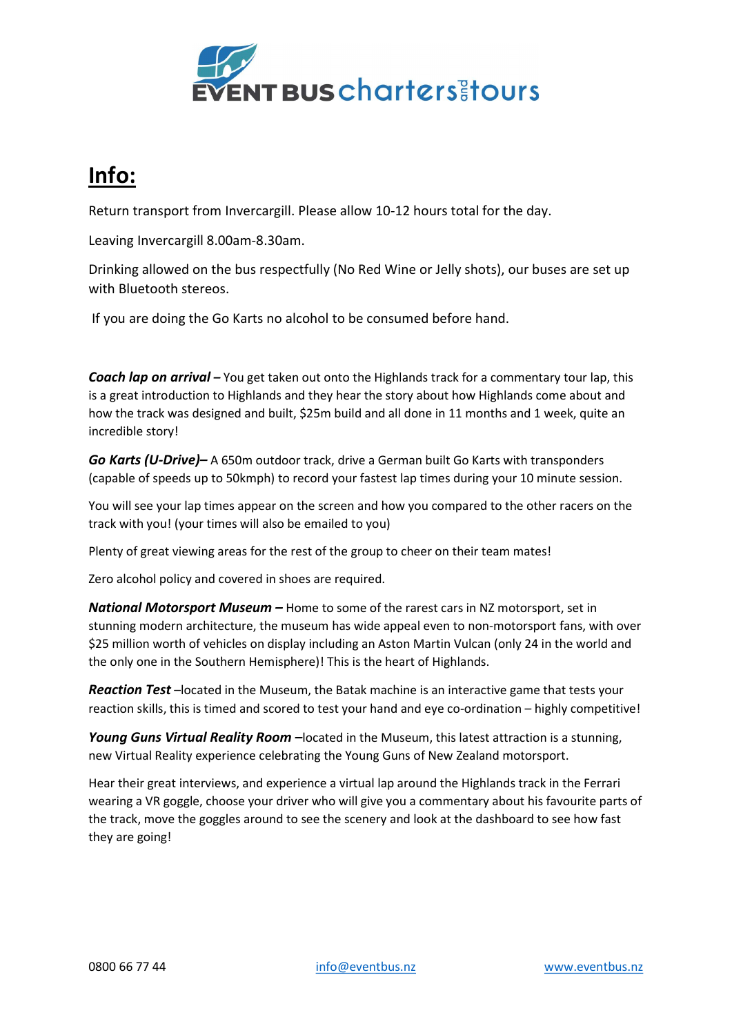# Info:

Return transport from Invercargill. Please allow 10-12 hours total for the day.

Leaving Invercargill 8.00am-8.30am.

Drinking allowed on the bus respectfully (No Red Wine or Jelly shots), our buses are set up with Bluetooth stereos.

If you are doing the Go Karts no alcohol to be consumed before hand.

***Coach lap on arrival –*** You get taken out onto the Highlands track for a commentary tour lap, this is a great introduction to Highlands and they hear the story about how Highlands come about and how the track was designed and built, $25m build and all done in 11 months and 1 week, quite an incredible story!

***Go Karts (U-Drive)–*** A 650m outdoor track, drive a German built Go Karts with transponders (capable of speeds up to 50kmph) to record your fastest lap times during your 10 minute session.

You will see your lap times appear on the screen and how you compared to the other racers on the track with you! (your times will also be emailed to you)

Plenty of great viewing areas for the rest of the group to cheer on their team mates!

Zero alcohol policy and covered in shoes are required.

***National Motorsport Museum –*** Home to some of the rarest cars in NZ motorsport, set in stunning modern architecture, the museum has wide appeal even to non-motorsport fans, with over $25 million worth of vehicles on display including an Aston Martin Vulcan (only 24 in the world and the only one in the Southern Hemisphere)! This is the heart of Highlands.

***Reaction Test*** –located in the Museum, the Batak machine is an interactive game that tests your reaction skills, this is timed and scored to test your hand and eye co-ordination – highly competitive!

***Young Guns Virtual Reality Room –***located in the Museum, this latest attraction is a stunning, new Virtual Reality experience celebrating the Young Guns of New Zealand motorsport.

Hear their great interviews, and experience a virtual lap around the Highlands track in the Ferrari wearing a VR goggle, choose your driver who will give you a commentary about his favourite parts of the track, move the goggles around to see the scenery and look at the dashboard to see how fast they are going!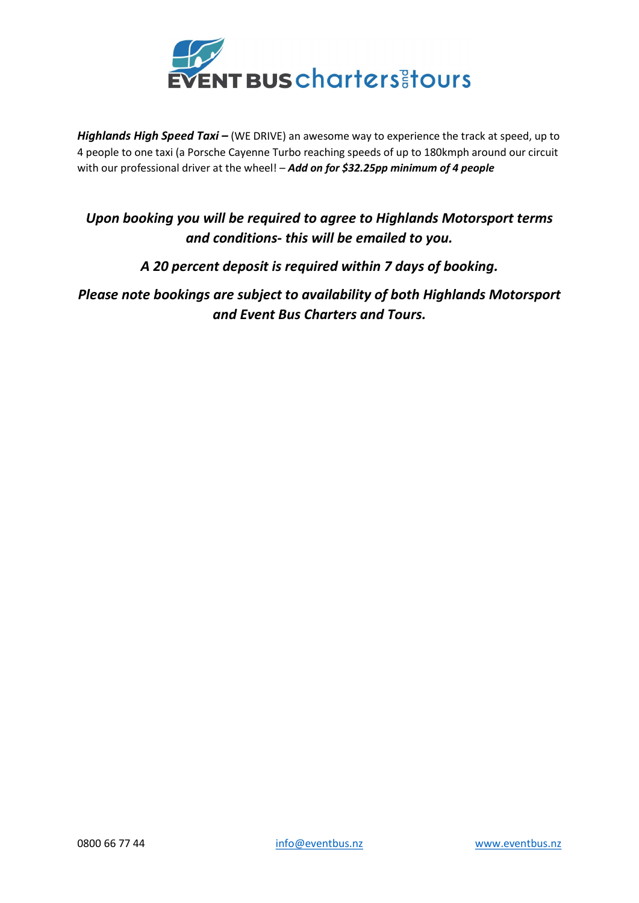***Highlands High Speed Taxi –*** (WE DRIVE) an awesome way to experience the track at speed, up to 4 people to one taxi (a Porsche Cayenne Turbo reaching speeds of up to 180kmph around our circuit with our professional driver at the wheel! – ***Add on for $32.25pp minimum of 4 people***

***Upon booking you will be required to agree to Highlands Motorsport terms and conditions- this will be emailed to you.***

***A 20 percent deposit is required within 7 days of booking.***

***Please note bookings are subject to availability of both Highlands Motorsport and Event Bus Charters and Tours.***

0800 66 77 44 [info@eventbus.nz](mailto:info@eventbus.nz) [www.eventbus.nz](http://www.eventbus.nz)